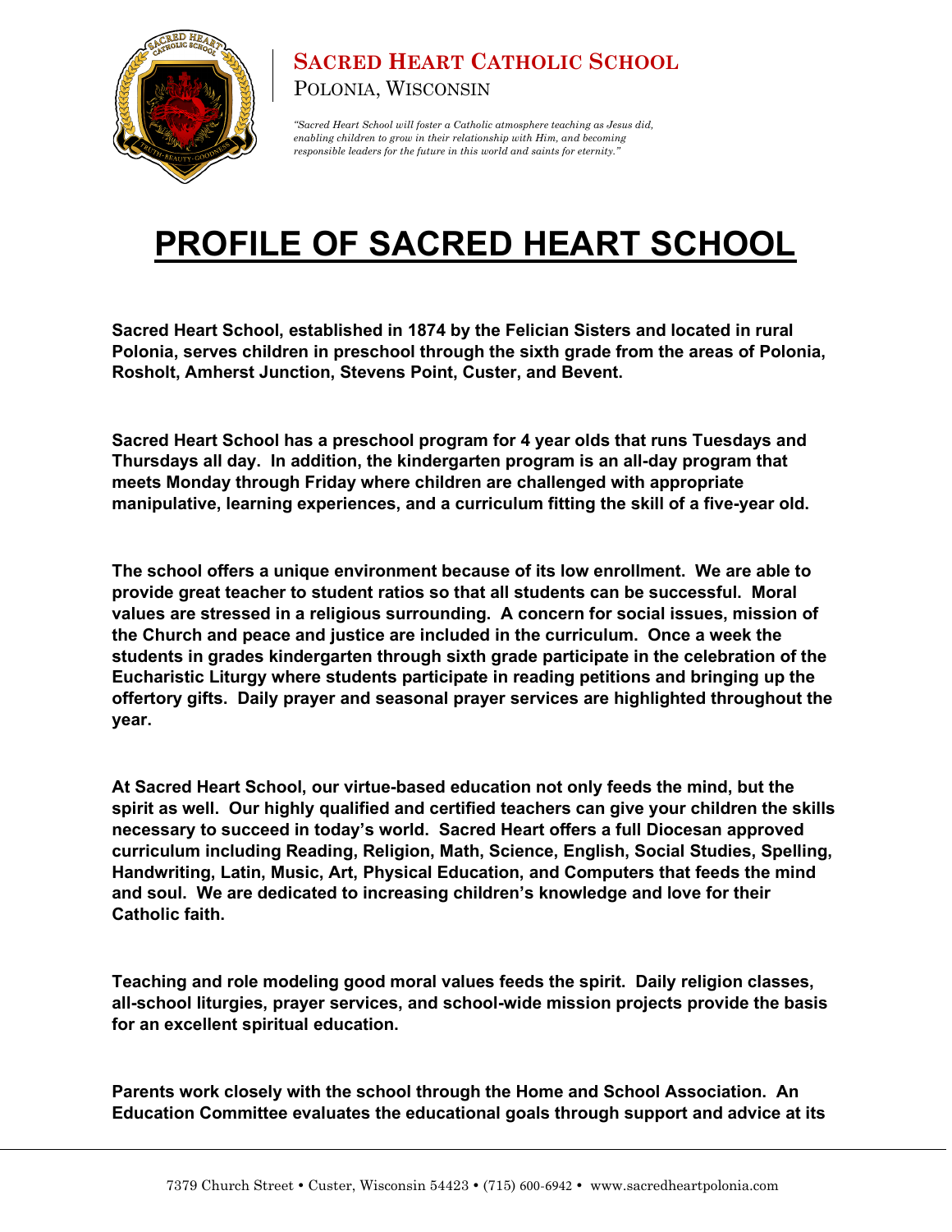**Sacred Heart Catholic School**

Polonia, Wisconsin

*"Sacred Heart School will foster a Catholic atmosphere teaching as Jesus did, enabling children to grow in their relationship with Him, and becoming responsible leaders for the future in this world and saints for eternity."*

# PROFILE OF SACRED HEART SCHOOL

**Sacred Heart School, established in 1874 by the Felician Sisters and located in rural Polonia, serves children in preschool through the sixth grade from the areas of Polonia, Rosholt, Amherst Junction, Stevens Point, Custer, and Bevent.**

**Sacred Heart School has a preschool program for 4 year olds that runs Tuesdays and Thursdays all day. In addition, the kindergarten program is an all-day program that meets Monday through Friday where children are challenged with appropriate manipulative, learning experiences, and a curriculum fitting the skill of a five-year old.**

**The school offers a unique environment because of its low enrollment. We are able to provide great teacher to student ratios so that all students can be successful. Moral values are stressed in a religious surrounding. A concern for social issues, mission of the Church and peace and justice are included in the curriculum. Once a week the students in grades kindergarten through sixth grade participate in the celebration of the Eucharistic Liturgy where students participate in reading petitions and bringing up the offertory gifts. Daily prayer and seasonal prayer services are highlighted throughout the year.**

**At Sacred Heart School, our virtue-based education not only feeds the mind, but the spirit as well. Our highly qualified and certified teachers can give your children the skills necessary to succeed in today's world. Sacred Heart offers a full Diocesan approved curriculum including Reading, Religion, Math, Science, English, Social Studies, Spelling, Handwriting, Latin, Music, Art, Physical Education, and Computers that feeds the mind and soul. We are dedicated to increasing children's knowledge and love for their Catholic faith.**

**Teaching and role modeling good moral values feeds the spirit. Daily religion classes, all-school liturgies, prayer services, and school-wide mission projects provide the basis for an excellent spiritual education.**

**Parents work closely with the school through the Home and School Association. An Education Committee evaluates the educational goals through support and advice at its**

7379 Church Street • Custer, Wisconsin 54423 • (715) 600-6942 • www.sacredheartpolonia.com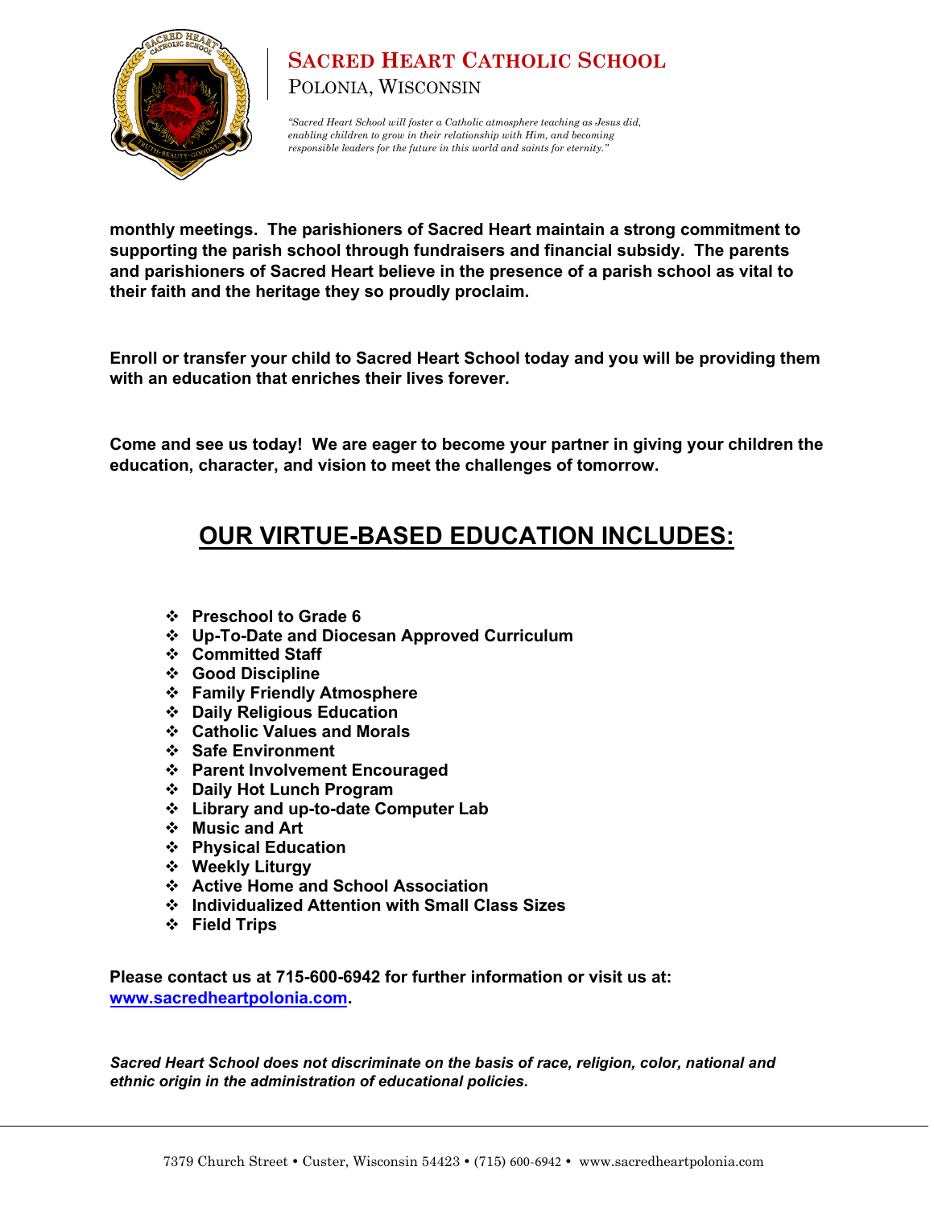**monthly meetings. The parishioners of Sacred Heart maintain a strong commitment to supporting the parish school through fundraisers and financial subsidy. The parents and parishioners of Sacred Heart believe in the presence of a parish school as vital to their faith and the heritage they so proudly proclaim.**

**Enroll or transfer your child to Sacred Heart School today and you will be providing them with an education that enriches their lives forever.**

**Come and see us today! We are eager to become your partner in giving your children the education, character, and vision to meet the challenges of tomorrow.**

## OUR VIRTUE-BASED EDUCATION INCLUDES:

- **Preschool to Grade 6**
- **Up-To-Date and Diocesan Approved Curriculum**
- **Committed Staff**
- **Good Discipline**
- **Family Friendly Atmosphere**
- **Daily Religious Education**
- **Catholic Values and Morals**
- **Safe Environment**
- **Parent Involvement Encouraged**
- **Daily Hot Lunch Program**
- **Library and up-to-date Computer Lab**
- **Music and Art**
- **Physical Education**
- **Weekly Liturgy**
- **Active Home and School Association**
- **Individualized Attention with Small Class Sizes**
- **Field Trips**

**Please contact us at 715-600-6942 for further information or visit us at: [www.sacredheartpolonia.com](http://www.sacredheartpolonia.com).**

***Sacred Heart School does not discriminate on the basis of race, religion, color, national and ethnic origin in the administration of educational policies.***